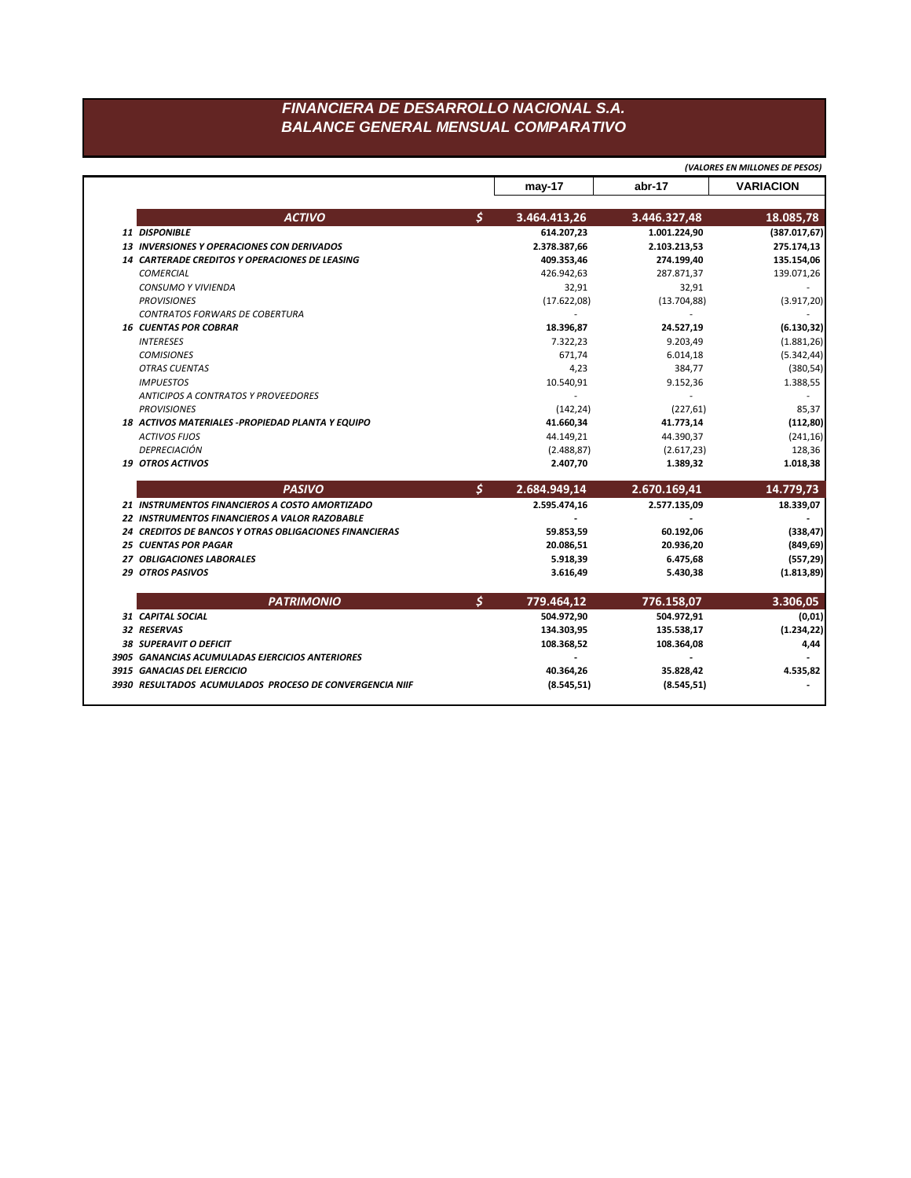# FINANCIERA DE DESARROLLO NACIONAL S.A.
## BALANCE GENERAL MENSUAL COMPARATIVO

*(VALORES EN MILLONES DE PESOS)*

| | | may-17 | abr-17 | VARIACION |
|---|---|---|---|---|
| **ACTIVO** | $ | **3.464.413,26** | **3.446.327,48** | **18.085,78** |
| **11 DISPONIBLE** | | **614.207,23** | **1.001.224,90** | **(387.017,67)** |
| **13 INVERSIONES Y OPERACIONES CON DERIVADOS** | | **2.378.387,66** | **2.103.213,53** | **275.174,13** |
| **14 CARTERADE CREDITOS Y OPERACIONES DE LEASING** | | **409.353,46** | **274.199,40** | **135.154,06** |
| *COMERCIAL* | | 426.942,63 | 287.871,37 | 139.071,26 |
| *CONSUMO Y VIVIENDA* | | 32,91 | 32,91 | - |
| *PROVISIONES* | | (17.622,08) | (13.704,88) | (3.917,20) |
| *CONTRATOS FORWARS DE COBERTURA* | | - | - | - |
| **16 CUENTAS POR COBRAR** | | **18.396,87** | **24.527,19** | **(6.130,32)** |
| *INTERESES* | | 7.322,23 | 9.203,49 | (1.881,26) |
| *COMISIONES* | | 671,74 | 6.014,18 | (5.342,44) |
| *OTRAS CUENTAS* | | 4,23 | 384,77 | (380,54) |
| *IMPUESTOS* | | 10.540,91 | 9.152,36 | 1.388,55 |
| *ANTICIPOS A CONTRATOS Y PROVEEDORES* | | - | - | - |
| *PROVISIONES* | | (142,24) | (227,61) | 85,37 |
| **18 ACTIVOS MATERIALES -PROPIEDAD PLANTA Y EQUIPO** | | **41.660,34** | **41.773,14** | **(112,80)** |
| *ACTIVOS FIJOS* | | 44.149,21 | 44.390,37 | (241,16) |
| *DEPRECIACIÓN* | | (2.488,87) | (2.617,23) | 128,36 |
| **19 OTROS ACTIVOS** | | **2.407,70** | **1.389,32** | **1.018,38** |
| **PASIVO** | $ | **2.684.949,14** | **2.670.169,41** | **14.779,73** |
| **21 INSTRUMENTOS FINANCIEROS A COSTO AMORTIZADO** | | **2.595.474,16** | **2.577.135,09** | **18.339,07** |
| **22 INSTRUMENTOS FINANCIEROS A VALOR RAZOBABLE** | | - | - | - |
| **24 CREDITOS DE BANCOS Y OTRAS OBLIGACIONES FINANCIERAS** | | **59.853,59** | **60.192,06** | **(338,47)** |
| **25 CUENTAS POR PAGAR** | | **20.086,51** | **20.936,20** | **(849,69)** |
| **27 OBLIGACIONES LABORALES** | | **5.918,39** | **6.475,68** | **(557,29)** |
| **29 OTROS PASIVOS** | | **3.616,49** | **5.430,38** | **(1.813,89)** |
| **PATRIMONIO** | $ | **779.464,12** | **776.158,07** | **3.306,05** |
| **31 CAPITAL SOCIAL** | | **504.972,90** | **504.972,91** | **(0,01)** |
| **32 RESERVAS** | | **134.303,95** | **135.538,17** | **(1.234,22)** |
| **38 SUPERAVIT O DEFICIT** | | **108.368,52** | **108.364,08** | **4,44** |
| **3905 GANANCIAS ACUMULADAS EJERCICIOS ANTERIORES** | | - | - | - |
| **3915 GANACIAS DEL EJERCICIO** | | **40.364,26** | **35.828,42** | **4.535,82** |
| **3930 RESULTADOS ACUMULADOS PROCESO DE CONVERGENCIA NIIF** | | **(8.545,51)** | **(8.545,51)** | - |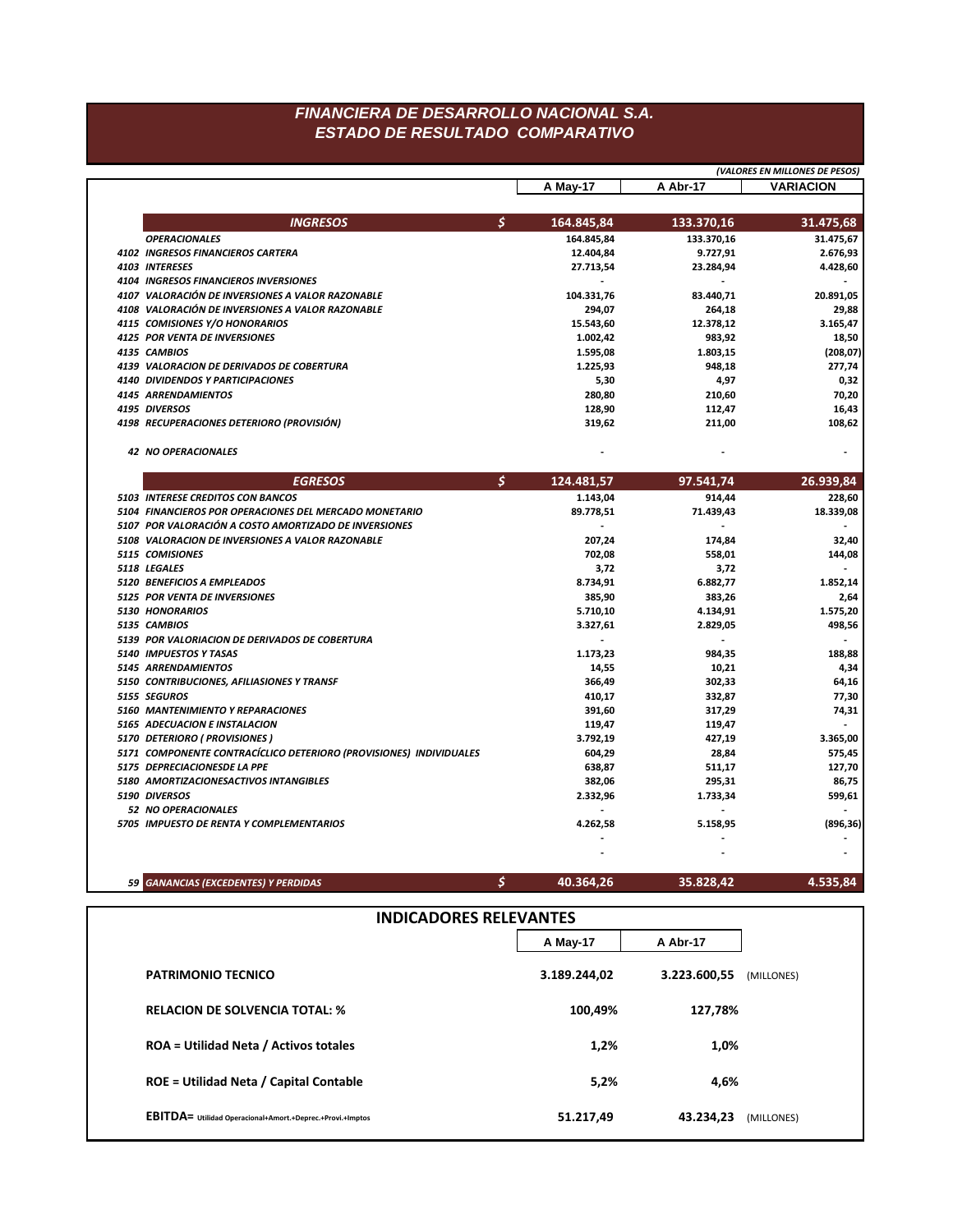# FINANCIERA DE DESARROLLO NACIONAL S.A.
## ESTADO DE RESULTADO COMPARATIVO

*(VALORES EN MILLONES DE PESOS)*

| | | A May-17 | A Abr-17 | VARIACION |
|---|---|---|---|---|
| **INGRESOS** | $ | **164.845,84** | **133.370,16** | **31.475,68** |
| *OPERACIONALES* | | 164.845,84 | 133.370,16 | 31.475,67 |
| *4102 INGRESOS FINANCIEROS CARTERA* | | 12.404,84 | 9.727,91 | 2.676,93 |
| *4103 INTERESES* | | 27.713,54 | 23.284,94 | 4.428,60 |
| *4104 INGRESOS FINANCIEROS INVERSIONES* | | - | - | - |
| *4107 VALORACIÓN DE INVERSIONES A VALOR RAZONABLE* | | 104.331,76 | 83.440,71 | 20.891,05 |
| *4108 VALORACIÓN DE INVERSIONES A VALOR RAZONABLE* | | 294,07 | 264,18 | 29,88 |
| *4115 COMISIONES Y/O HONORARIOS* | | 15.543,60 | 12.378,12 | 3.165,47 |
| *4125 POR VENTA DE INVERSIONES* | | 1.002,42 | 983,92 | 18,50 |
| *4135 CAMBIOS* | | 1.595,08 | 1.803,15 | (208,07) |
| *4139 VALORACION DE DERIVADOS DE COBERTURA* | | 1.225,93 | 948,18 | 277,74 |
| *4140 DIVIDENDOS Y PARTICIPACIONES* | | 5,30 | 4,97 | 0,32 |
| *4145 ARRENDAMIENTOS* | | 280,80 | 210,60 | 70,20 |
| *4195 DIVERSOS* | | 128,90 | 112,47 | 16,43 |
| *4198 RECUPERACIONES DETERIORO (PROVISIÓN)* | | 319,62 | 211,00 | 108,62 |
| *42 NO OPERACIONALES* | | - | - | - |
| **EGRESOS** | $ | **124.481,57** | **97.541,74** | **26.939,84** |
| *5103 INTERESE CREDITOS CON BANCOS* | | 1.143,04 | 914,44 | 228,60 |
| *5104 FINANCIEROS POR OPERACIONES DEL MERCADO MONETARIO* | | 89.778,51 | 71.439,43 | 18.339,08 |
| *5107 POR VALORACIÓN A COSTO AMORTIZADO DE INVERSIONES* | | - | - | - |
| *5108 VALORACION DE INVERSIONES A VALOR RAZONABLE* | | 207,24 | 174,84 | 32,40 |
| *5115 COMISIONES* | | 702,08 | 558,01 | 144,08 |
| *5118 LEGALES* | | 3,72 | 3,72 | - |
| *5120 BENEFICIOS A EMPLEADOS* | | 8.734,91 | 6.882,77 | 1.852,14 |
| *5125 POR VENTA DE INVERSIONES* | | 385,90 | 383,26 | 2,64 |
| *5130 HONORARIOS* | | 5.710,10 | 4.134,91 | 1.575,20 |
| *5135 CAMBIOS* | | 3.327,61 | 2.829,05 | 498,56 |
| *5139 POR VALORIACION DE DERIVADOS DE COBERTURA* | | - | - | - |
| *5140 IMPUESTOS Y TASAS* | | 1.173,23 | 984,35 | 188,88 |
| *5145 ARRENDAMIENTOS* | | 14,55 | 10,21 | 4,34 |
| *5150 CONTRIBUCIONES, AFILIASIONES Y TRANSF* | | 366,49 | 302,33 | 64,16 |
| *5155 SEGUROS* | | 410,17 | 332,87 | 77,30 |
| *5160 MANTENIMIENTO Y REPARACIONES* | | 391,60 | 317,29 | 74,31 |
| *5165 ADECUACION E INSTALACION* | | 119,47 | 119,47 | - |
| *5170 DETERIORO ( PROVISIONES )* | | 3.792,19 | 427,19 | 3.365,00 |
| *5171 COMPONENTE CONTRACÍCLICO DETERIORO (PROVISIONES) INDIVIDUALES* | | 604,29 | 28,84 | 575,45 |
| *5175 DEPRECIACIONESDE LA PPE* | | 638,87 | 511,17 | 127,70 |
| *5180 AMORTIZACIONESACTIVOS INTANGIBLES* | | 382,06 | 295,31 | 86,75 |
| *5190 DIVERSOS* | | 2.332,96 | 1.733,34 | 599,61 |
| *52 NO OPERACIONALES* | | - | - | - |
| *5705 IMPUESTO DE RENTA Y COMPLEMENTARIOS* | | 4.262,58 | 5.158,95 | (896,36) |
| | | - | - | - |
| | | - | - | - |
| *59 GANANCIAS (EXCEDENTES) Y PERDIDAS* | $ | **40.364,26** | **35.828,42** | **4.535,84** |

## INDICADORES RELEVANTES

| | A May-17 | A Abr-17 | |
|---|---|---|---|
| **PATRIMONIO TECNICO** | 3.189.244,02 | 3.223.600,55 | (MILLONES) |
| **RELACION DE SOLVENCIA TOTAL: %** | 100,49% | 127,78% | |
| **ROA = Utilidad Neta / Activos totales** | 1,2% | 1,0% | |
| **ROE = Utilidad Neta / Capital Contable** | 5,2% | 4,6% | |
| **EBITDA=** Utilidad Operacional+Amort.+Deprec.+Provi.+Imptos | 51.217,49 | 43.234,23 | (MILLONES) |